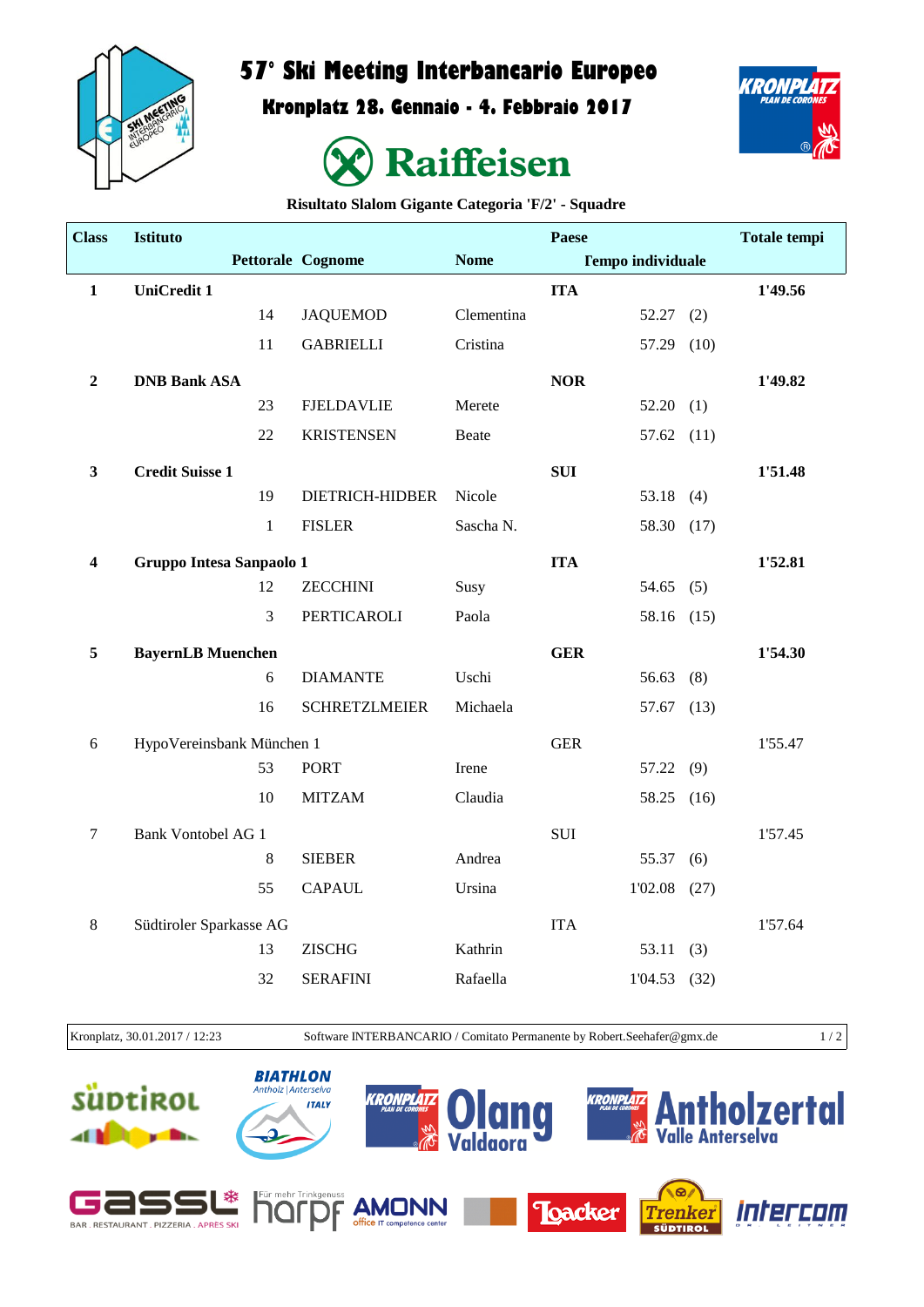# 57° Ski Meeting Interbancario Europeo

## Kronplatz 28. Gennaio - 4. Febbraio 2017

Raiffeisen

**Risultato Slalom Gigante Categoria 'F/2' - Squadre**

| Class | Istituto | Pettorale | Cognome | Nome | Paese | Tempo individuale | | Totale tempi |
|---|---|---|---|---|---|---|---|---|
| **1** | **UniCredit 1** | | | | **ITA** | | | **1'49.56** |
| | | 14 | JAQUEMOD | Clementina | | 52.27 | (2) | |
| | | 11 | GABRIELLI | Cristina | | 57.29 | (10) | |
| **2** | **DNB Bank ASA** | | | | **NOR** | | | **1'49.82** |
| | | 23 | FJELDAVLIE | Merete | | 52.20 | (1) | |
| | | 22 | KRISTENSEN | Beate | | 57.62 | (11) | |
| **3** | **Credit Suisse 1** | | | | **SUI** | | | **1'51.48** |
| | | 19 | DIETRICH-HIDBER | Nicole | | 53.18 | (4) | |
| | | 1 | FISLER | Sascha N. | | 58.30 | (17) | |
| **4** | **Gruppo Intesa Sanpaolo 1** | | | | **ITA** | | | **1'52.81** |
| | | 12 | ZECCHINI | Susy | | 54.65 | (5) | |
| | | 3 | PERTICAROLI | Paola | | 58.16 | (15) | |
| **5** | **BayernLB Muenchen** | | | | **GER** | | | **1'54.30** |
| | | 6 | DIAMANTE | Uschi | | 56.63 | (8) | |
| | | 16 | SCHRETZLMEIER | Michaela | | 57.67 | (13) | |
| 6 | HypoVereinsbank München 1 | | | | GER | | | 1'55.47 |
| | | 53 | PORT | Irene | | 57.22 | (9) | |
| | | 10 | MITZAM | Claudia | | 58.25 | (16) | |
| 7 | Bank Vontobel AG 1 | | | | SUI | | | 1'57.45 |
| | | 8 | SIEBER | Andrea | | 55.37 | (6) | |
| | | 55 | CAPAUL | Ursina | | 1'02.08 | (27) | |
| 8 | Südtiroler Sparkasse AG | | | | ITA | | | 1'57.64 |
| | | 13 | ZISCHG | Kathrin | | 53.11 | (3) | |
| | | 32 | SERAFINI | Rafaella | | 1'04.53 | (32) | |

Kronplatz, 30.01.2017 / 12:23 — Software INTERBANCARIO / Comitato Permanente by Robert.Seehafer@gmx.de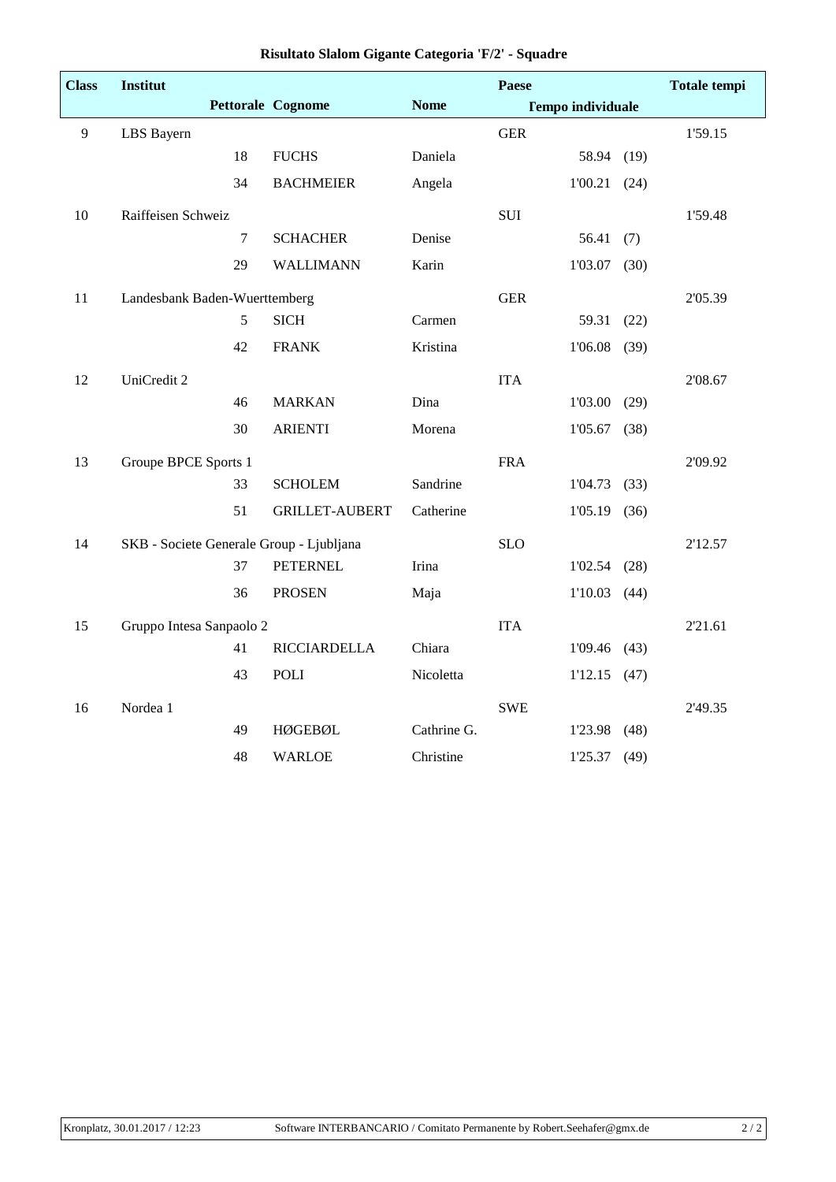# Risultato Slalom Gigante Categoria 'F/2' - Squadre

| Class | Institut | | | Paese | | Totale tempi |
|---|---|---|---|---|---|---|
| | Pettorale | Cognome | Nome | Tempo individuale | | |
| 9 | LBS Bayern | | | GER | | 1'59.15 |
| | 18 | FUCHS | Daniela | 58.94 | (19) | |
| | 34 | BACHMEIER | Angela | 1'00.21 | (24) | |
| 10 | Raiffeisen Schweiz | | | SUI | | 1'59.48 |
| | 7 | SCHACHER | Denise | 56.41 | (7) | |
| | 29 | WALLIMANN | Karin | 1'03.07 | (30) | |
| 11 | Landesbank Baden-Wuerttemberg | | | GER | | 2'05.39 |
| | 5 | SICH | Carmen | 59.31 | (22) | |
| | 42 | FRANK | Kristina | 1'06.08 | (39) | |
| 12 | UniCredit 2 | | | ITA | | 2'08.67 |
| | 46 | MARKAN | Dina | 1'03.00 | (29) | |
| | 30 | ARIENTI | Morena | 1'05.67 | (38) | |
| 13 | Groupe BPCE Sports 1 | | | FRA | | 2'09.92 |
| | 33 | SCHOLEM | Sandrine | 1'04.73 | (33) | |
| | 51 | GRILLET-AUBERT | Catherine | 1'05.19 | (36) | |
| 14 | SKB - Societe Generale Group - Ljubljana | | | SLO | | 2'12.57 |
| | 37 | PETERNEL | Irina | 1'02.54 | (28) | |
| | 36 | PROSEN | Maja | 1'10.03 | (44) | |
| 15 | Gruppo Intesa Sanpaolo 2 | | | ITA | | 2'21.61 |
| | 41 | RICCIARDELLA | Chiara | 1'09.46 | (43) | |
| | 43 | POLI | Nicoletta | 1'12.15 | (47) | |
| 16 | Nordea 1 | | | SWE | | 2'49.35 |
| | 49 | HØGEBØL | Cathrine G. | 1'23.98 | (48) | |
| | 48 | WARLOE | Christine | 1'25.37 | (49) | |

Kronplatz, 30.01.2017 / 12:23 Software INTERBANCARIO / Comitato Permanente by Robert.Seehafer@gmx.de